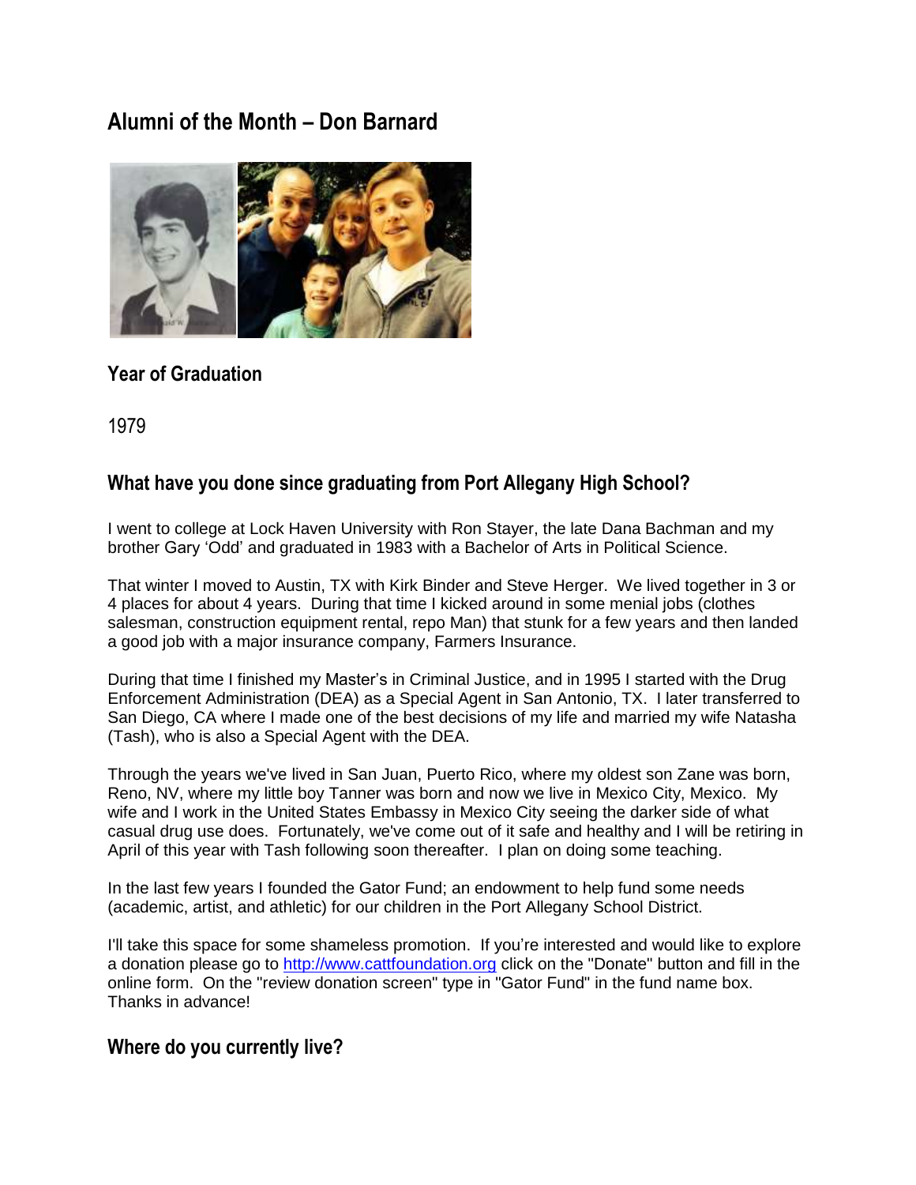# Alumni of the Month – Don Barnard

## Year of Graduation

1979

## What have you done since graduating from Port Allegany High School?

I went to college at Lock Haven University with Ron Stayer, the late Dana Bachman and my brother Gary 'Odd' and graduated in 1983 with a Bachelor of Arts in Political Science.

That winter I moved to Austin, TX with Kirk Binder and Steve Herger. We lived together in 3 or 4 places for about 4 years. During that time I kicked around in some menial jobs (clothes salesman, construction equipment rental, repo Man) that stunk for a few years and then landed a good job with a major insurance company, Farmers Insurance.

During that time I finished my Master's in Criminal Justice, and in 1995 I started with the Drug Enforcement Administration (DEA) as a Special Agent in San Antonio, TX. I later transferred to San Diego, CA where I made one of the best decisions of my life and married my wife Natasha (Tash), who is also a Special Agent with the DEA.

Through the years we've lived in San Juan, Puerto Rico, where my oldest son Zane was born, Reno, NV, where my little boy Tanner was born and now we live in Mexico City, Mexico. My wife and I work in the United States Embassy in Mexico City seeing the darker side of what casual drug use does. Fortunately, we've come out of it safe and healthy and I will be retiring in April of this year with Tash following soon thereafter. I plan on doing some teaching.

In the last few years I founded the Gator Fund; an endowment to help fund some needs (academic, artist, and athletic) for our children in the Port Allegany School District.

I'll take this space for some shameless promotion. If you're interested and would like to explore a donation please go to http://www.cattfoundation.org click on the "Donate" button and fill in the online form. On the "review donation screen" type in "Gator Fund" in the fund name box. Thanks in advance!

## Where do you currently live?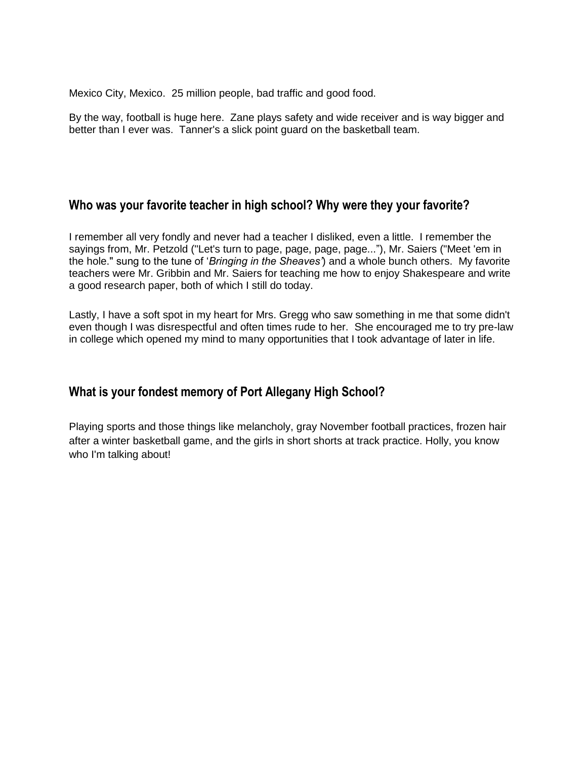Mexico City, Mexico. 25 million people, bad traffic and good food.

By the way, football is huge here. Zane plays safety and wide receiver and is way bigger and better than I ever was. Tanner's a slick point guard on the basketball team.

## Who was your favorite teacher in high school? Why were they your favorite?

I remember all very fondly and never had a teacher I disliked, even a little. I remember the sayings from, Mr. Petzold ("Let's turn to page, page, page, page..."), Mr. Saiers ("Meet 'em in the hole." sung to the tune of '*Bringing in the Sheaves*') and a whole bunch others. My favorite teachers were Mr. Gribbin and Mr. Saiers for teaching me how to enjoy Shakespeare and write a good research paper, both of which I still do today.

Lastly, I have a soft spot in my heart for Mrs. Gregg who saw something in me that some didn't even though I was disrespectful and often times rude to her. She encouraged me to try pre-law in college which opened my mind to many opportunities that I took advantage of later in life.

## What is your fondest memory of Port Allegany High School?

Playing sports and those things like melancholy, gray November football practices, frozen hair after a winter basketball game, and the girls in short shorts at track practice. Holly, you know who I'm talking about!